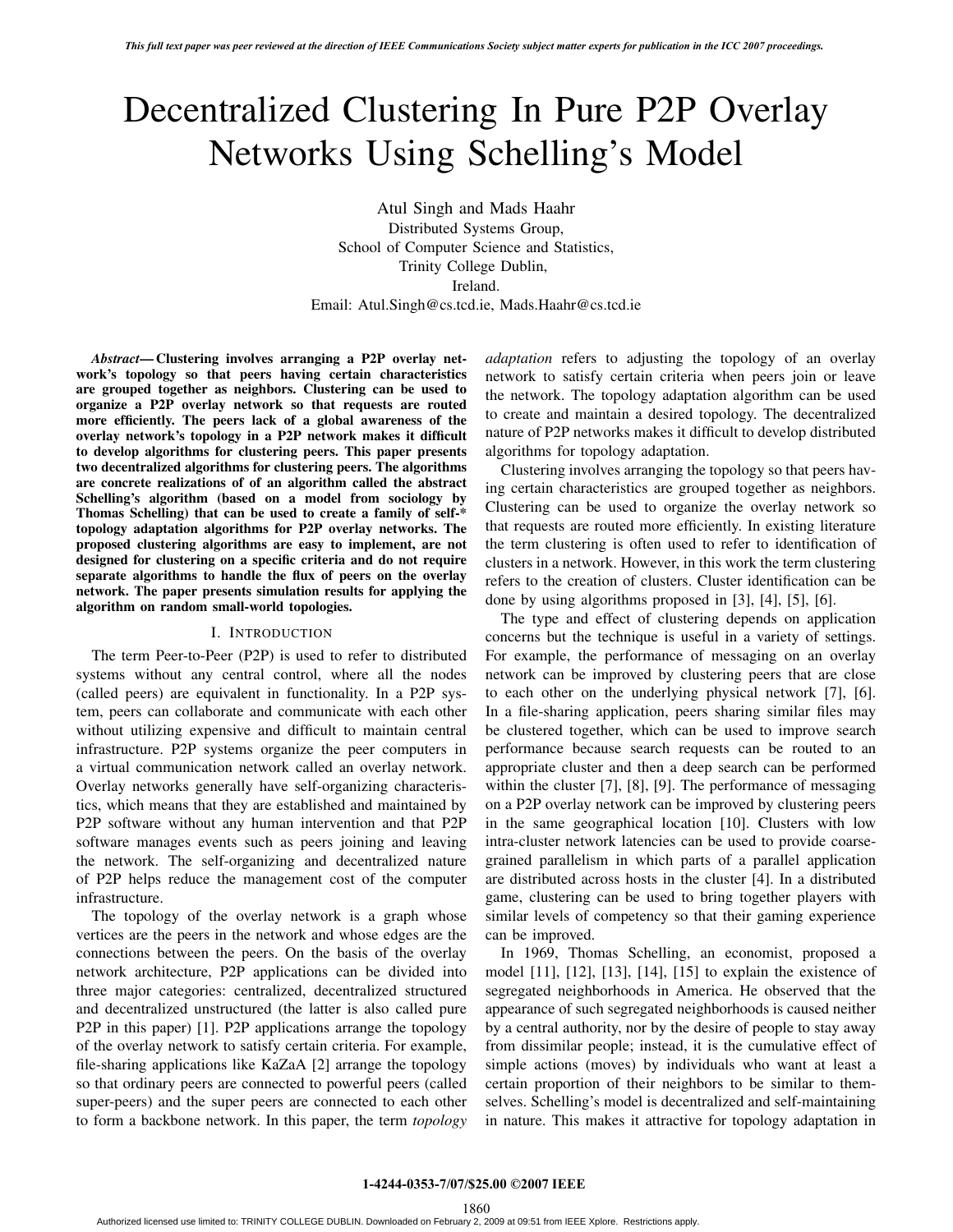# Decentralized Clustering In Pure P2P Overlay Networks Using Schelling's Model

Atul Singh and Mads Haahr
Distributed Systems Group,
School of Computer Science and Statistics,
Trinity College Dublin,
Ireland.
Email: Atul.Singh@cs.tcd.ie, Mads.Haahr@cs.tcd.ie

***Abstract*— Clustering involves arranging a P2P overlay network's topology so that peers having certain characteristics are grouped together as neighbors. Clustering can be used to organize a P2P overlay network so that requests are routed more efficiently. The peers lack of a global awareness of the overlay network's topology in a P2P network makes it difficult to develop algorithms for clustering peers. This paper presents two decentralized algorithms for clustering peers. The algorithms are concrete realizations of of an algorithm called the abstract Schelling's algorithm (based on a model from sociology by Thomas Schelling) that can be used to create a family of self-* topology adaptation algorithms for P2P overlay networks. The proposed clustering algorithms are easy to implement, are not designed for clustering on a specific criteria and do not require separate algorithms to handle the flux of peers on the overlay network. The paper presents simulation results for applying the algorithm on random small-world topologies.**

## I. Introduction

The term Peer-to-Peer (P2P) is used to refer to distributed systems without any central control, where all the nodes (called peers) are equivalent in functionality. In a P2P system, peers can collaborate and communicate with each other without utilizing expensive and difficult to maintain central infrastructure. P2P systems organize the peer computers in a virtual communication network called an overlay network. Overlay networks generally have self-organizing characteristics, which means that they are established and maintained by P2P software without any human intervention and that P2P software manages events such as peers joining and leaving the network. The self-organizing and decentralized nature of P2P helps reduce the management cost of the computer infrastructure.

The topology of the overlay network is a graph whose vertices are the peers in the network and whose edges are the connections between the peers. On the basis of the overlay network architecture, P2P applications can be divided into three major categories: centralized, decentralized structured and decentralized unstructured (the latter is also called pure P2P in this paper) [1]. P2P applications arrange the topology of the overlay network to satisfy certain criteria. For example, file-sharing applications like KaZaA [2] arrange the topology so that ordinary peers are connected to powerful peers (called super-peers) and the super peers are connected to each other to form a backbone network. In this paper, the term *topology adaptation* refers to adjusting the topology of an overlay network to satisfy certain criteria when peers join or leave the network. The topology adaptation algorithm can be used to create and maintain a desired topology. The decentralized nature of P2P networks makes it difficult to develop distributed algorithms for topology adaptation.

Clustering involves arranging the topology so that peers having certain characteristics are grouped together as neighbors. Clustering can be used to organize the overlay network so that requests are routed more efficiently. In existing literature the term clustering is often used to refer to identification of clusters in a network. However, in this work the term clustering refers to the creation of clusters. Cluster identification can be done by using algorithms proposed in [3], [4], [5], [6].

The type and effect of clustering depends on application concerns but the technique is useful in a variety of settings. For example, the performance of messaging on an overlay network can be improved by clustering peers that are close to each other on the underlying physical network [7], [6]. In a file-sharing application, peers sharing similar files may be clustered together, which can be used to improve search performance because search requests can be routed to an appropriate cluster and then a deep search can be performed within the cluster [7], [8], [9]. The performance of messaging on a P2P overlay network can be improved by clustering peers in the same geographical location [10]. Clusters with low intra-cluster network latencies can be used to provide coarse-grained parallelism in which parts of a parallel application are distributed across hosts in the cluster [4]. In a distributed game, clustering can be used to bring together players with similar levels of competency so that their gaming experience can be improved.

In 1969, Thomas Schelling, an economist, proposed a model [11], [12], [13], [14], [15] to explain the existence of segregated neighborhoods in America. He observed that the appearance of such segregated neighborhoods is caused neither by a central authority, nor by the desire of people to stay away from dissimilar people; instead, it is the cumulative effect of simple actions (moves) by individuals who want at least a certain proportion of their neighbors to be similar to themselves. Schelling's model is decentralized and self-maintaining in nature. This makes it attractive for topology adaptation in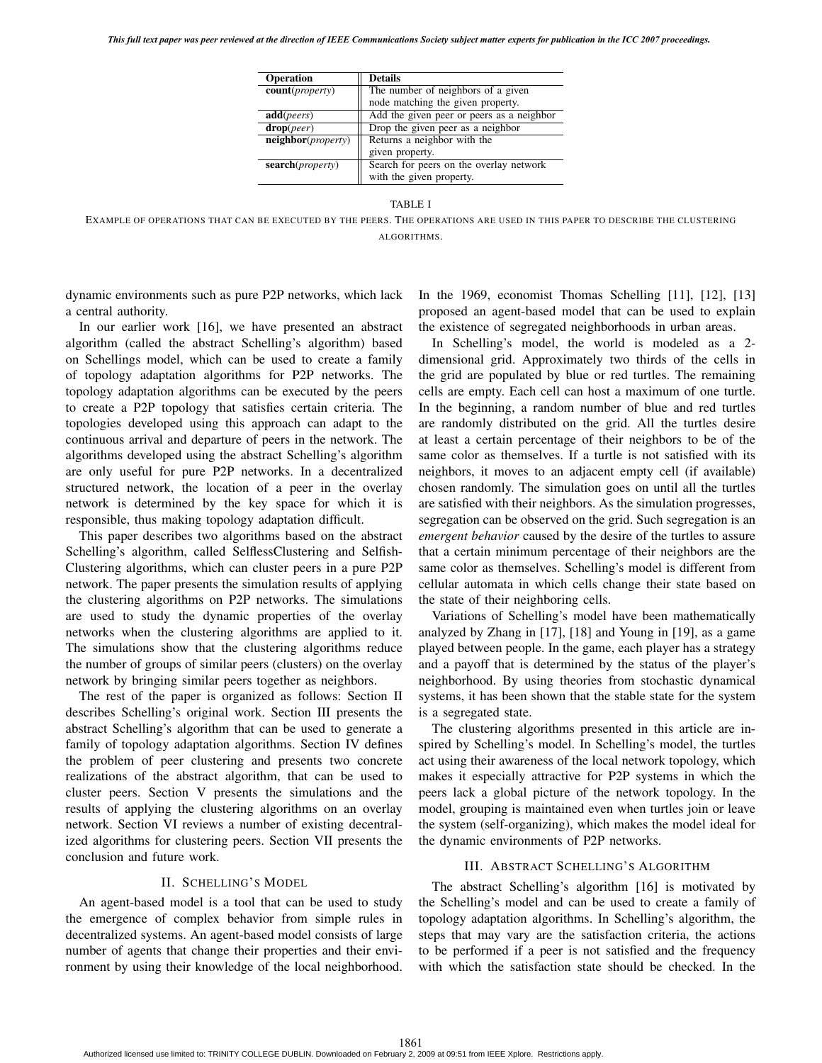| Operation | Details |
|---|---|
| **count**(*property*) | The number of neighbors of a given node matching the given property. |
| **add**(*peers*) | Add the given peer or peers as a neighbor |
| **drop**(*peer*) | Drop the given peer as a neighbor |
| **neighbor**(*property*) | Returns a neighbor with the given property. |
| **search**(*property*) | Search for peers on the overlay network with the given property. |

TABLE I

EXAMPLE OF OPERATIONS THAT CAN BE EXECUTED BY THE PEERS. THE OPERATIONS ARE USED IN THIS PAPER TO DESCRIBE THE CLUSTERING ALGORITHMS.

dynamic environments such as pure P2P networks, which lack a central authority.

In our earlier work [16], we have presented an abstract algorithm (called the abstract Schelling's algorithm) based on Schellings model, which can be used to create a family of topology adaptation algorithms for P2P networks. The topology adaptation algorithms can be executed by the peers to create a P2P topology that satisfies certain criteria. The topologies developed using this approach can adapt to the continuous arrival and departure of peers in the network. The algorithms developed using the abstract Schelling's algorithm are only useful for pure P2P networks. In a decentralized structured network, the location of a peer in the overlay network is determined by the key space for which it is responsible, thus making topology adaptation difficult.

This paper describes two algorithms based on the abstract Schelling's algorithm, called SelflessClustering and SelfishClustering algorithms, which can cluster peers in a pure P2P network. The paper presents the simulation results of applying the clustering algorithms on P2P networks. The simulations are used to study the dynamic properties of the overlay networks when the clustering algorithms are applied to it. The simulations show that the clustering algorithms reduce the number of groups of similar peers (clusters) on the overlay network by bringing similar peers together as neighbors.

The rest of the paper is organized as follows: Section II describes Schelling's original work. Section III presents the abstract Schelling's algorithm that can be used to generate a family of topology adaptation algorithms. Section IV defines the problem of peer clustering and presents two concrete realizations of the abstract algorithm, that can be used to cluster peers. Section V presents the simulations and the results of applying the clustering algorithms on an overlay network. Section VI reviews a number of existing decentralized algorithms for clustering peers. Section VII presents the conclusion and future work.

## II. Schelling's Model

An agent-based model is a tool that can be used to study the emergence of complex behavior from simple rules in decentralized systems. An agent-based model consists of large number of agents that change their properties and their environment by using their knowledge of the local neighborhood. In the 1969, economist Thomas Schelling [11], [12], [13] proposed an agent-based model that can be used to explain the existence of segregated neighborhoods in urban areas.

In Schelling's model, the world is modeled as a 2-dimensional grid. Approximately two thirds of the cells in the grid are populated by blue or red turtles. The remaining cells are empty. Each cell can host a maximum of one turtle. In the beginning, a random number of blue and red turtles are randomly distributed on the grid. All the turtles desire at least a certain percentage of their neighbors to be of the same color as themselves. If a turtle is not satisfied with its neighbors, it moves to an adjacent empty cell (if available) chosen randomly. The simulation goes on until all the turtles are satisfied with their neighbors. As the simulation progresses, segregation can be observed on the grid. Such segregation is an *emergent behavior* caused by the desire of the turtles to assure that a certain minimum percentage of their neighbors are the same color as themselves. Schelling's model is different from cellular automata in which cells change their state based on the state of their neighboring cells.

Variations of Schelling's model have been mathematically analyzed by Zhang in [17], [18] and Young in [19], as a game played between people. In the game, each player has a strategy and a payoff that is determined by the status of the player's neighborhood. By using theories from stochastic dynamical systems, it has been shown that the stable state for the system is a segregated state.

The clustering algorithms presented in this article are inspired by Schelling's model. In Schelling's model, the turtles act using their awareness of the local network topology, which makes it especially attractive for P2P systems in which the peers lack a global picture of the network topology. In the model, grouping is maintained even when turtles join or leave the system (self-organizing), which makes the model ideal for the dynamic environments of P2P networks.

## III. Abstract Schelling's Algorithm

The abstract Schelling's algorithm [16] is motivated by the Schelling's model and can be used to create a family of topology adaptation algorithms. In Schelling's algorithm, the steps that may vary are the satisfaction criteria, the actions to be performed if a peer is not satisfied and the frequency with which the satisfaction state should be checked. In the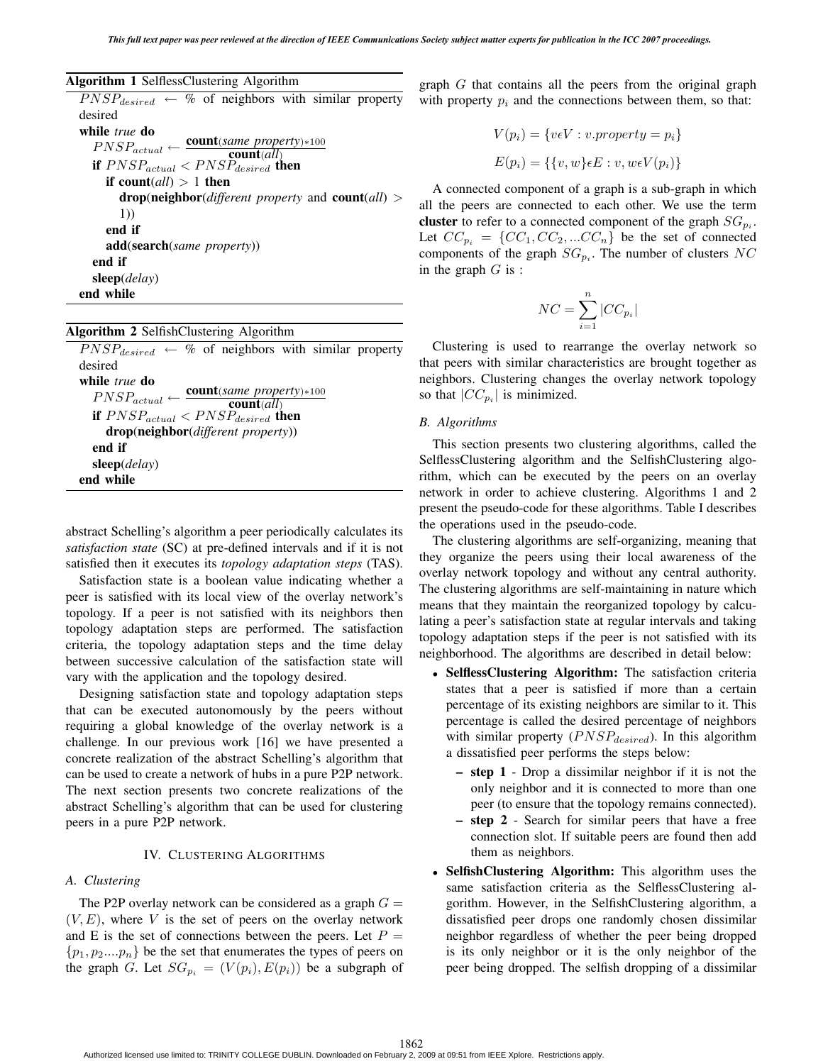**Algorithm 1** SelflessClustering Algorithm

```
PNSP_desired ← % of neighbors with similar property desired
while true do
  PNSP_actual ← count(same property)*100 / count(all)
  if PNSP_actual < PNSP_desired then
    if count(all) > 1 then
      drop(neighbor(different property and count(all) > 1))
    end if
    add(search(same property))
  end if
  sleep(delay)
end while
```

**Algorithm 2** SelfishClustering Algorithm

```
PNSP_desired ← % of neighbors with similar property desired
while true do
  PNSP_actual ← count(same property)*100 / count(all)
  if PNSP_actual < PNSP_desired then
    drop(neighbor(different property))
  end if
  sleep(delay)
end while
```

abstract Schelling's algorithm a peer periodically calculates its *satisfaction state* (SC) at pre-defined intervals and if it is not satisfied then it executes its *topology adaptation steps* (TAS).

Satisfaction state is a boolean value indicating whether a peer is satisfied with its local view of the overlay network's topology. If a peer is not satisfied with its neighbors then topology adaptation steps are performed. The satisfaction criteria, the topology adaptation steps and the time delay between successive calculation of the satisfaction state will vary with the application and the topology desired.

Designing satisfaction state and topology adaptation steps that can be executed autonomously by the peers without requiring a global knowledge of the overlay network is a challenge. In our previous work [16] we have presented a concrete realization of the abstract Schelling's algorithm that can be used to create a network of hubs in a pure P2P network. The next section presents two concrete realizations of the abstract Schelling's algorithm that can be used for clustering peers in a pure P2P network.

## IV. Clustering Algorithms

### A. Clustering

The P2P overlay network can be considered as a graph $G = (V, E)$, where $V$ is the set of peers on the overlay network and E is the set of connections between the peers. Let $P = \{p_1, p_2....p_n\}$ be the set that enumerates the types of peers on the graph $G$. Let $SG_{p_i} = (V(p_i), E(p_i))$ be a subgraph of graph $G$ that contains all the peers from the original graph with property $p_i$ and the connections between them, so that:

$$V(p_i) = \{v \epsilon V : v.property = p_i\}$$

$$E(p_i) = \{\{v, w\} \epsilon E : v, w \epsilon V(p_i)\}$$

A connected component of a graph is a sub-graph in which all the peers are connected to each other. We use the term **cluster** to refer to a connected component of the graph $SG_{p_i}$. Let $CC_{p_i} = \{CC_1, CC_2, ...CC_n\}$ be the set of connected components of the graph $SG_{p_i}$. The number of clusters $NC$ in the graph $G$ is :

$$NC = \sum_{i=1}^{n} |CC_{p_i}|$$

Clustering is used to rearrange the overlay network so that peers with similar characteristics are brought together as neighbors. Clustering changes the overlay network topology so that $|CC_{p_i}|$ is minimized.

### B. Algorithms

This section presents two clustering algorithms, called the SelflessClustering algorithm and the SelfishClustering algorithm, which can be executed by the peers on an overlay network in order to achieve clustering. Algorithms 1 and 2 present the pseudo-code for these algorithms. Table I describes the operations used in the pseudo-code.

The clustering algorithms are self-organizing, meaning that they organize the peers using their local awareness of the overlay network topology and without any central authority. The clustering algorithms are self-maintaining in nature which means that they maintain the reorganized topology by calculating a peer's satisfaction state at regular intervals and taking topology adaptation steps if the peer is not satisfied with its neighborhood. The algorithms are described in detail below:

- **SelflessClustering Algorithm:** The satisfaction criteria states that a peer is satisfied if more than a certain percentage of its existing neighbors are similar to it. This percentage is called the desired percentage of neighbors with similar property ($PNSP_{desired}$). In this algorithm a dissatisfied peer performs the steps below:
  - **step 1** - Drop a dissimilar neighbor if it is not the only neighbor and it is connected to more than one peer (to ensure that the topology remains connected).
  - **step 2** - Search for similar peers that have a free connection slot. If suitable peers are found then add them as neighbors.
- **SelfishClustering Algorithm:** This algorithm uses the same satisfaction criteria as the SelflessClustering algorithm. However, in the SelfishClustering algorithm, a dissatisfied peer drops one randomly chosen dissimilar neighbor regardless of whether the peer being dropped is its only neighbor or it is the only neighbor of the peer being dropped. The selfish dropping of a dissimilar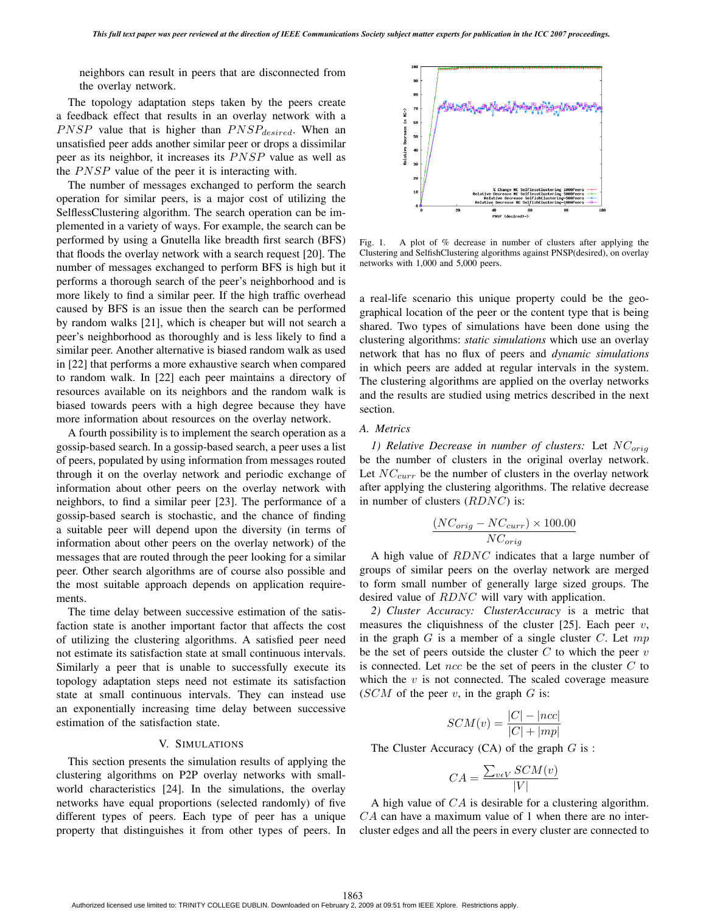neighbors can result in peers that are disconnected from the overlay network.

The topology adaptation steps taken by the peers create a feedback effect that results in an overlay network with a $PNSP$ value that is higher than $PNSP_{desired}$. When an unsatisfied peer adds another similar peer or drops a dissimilar peer as its neighbor, it increases its $PNSP$ value as well as the $PNSP$ value of the peer it is interacting with.

The number of messages exchanged to perform the search operation for similar peers, is a major cost of utilizing the SelflessClustering algorithm. The search operation can be implemented in a variety of ways. For example, the search can be performed by using a Gnutella like breadth first search (BFS) that floods the overlay network with a search request [20]. The number of messages exchanged to perform BFS is high but it performs a thorough search of the peer's neighborhood and is more likely to find a similar peer. If the high traffic overhead caused by BFS is an issue then the search can be performed by random walks [21], which is cheaper but will not search a peer's neighborhood as thoroughly and is less likely to find a similar peer. Another alternative is biased random walk as used in [22] that performs a more exhaustive search when compared to random walk. In [22] each peer maintains a directory of resources available on its neighbors and the random walk is biased towards peers with a high degree because they have more information about resources on the overlay network.

A fourth possibility is to implement the search operation as a gossip-based search. In a gossip-based search, a peer uses a list of peers, populated by using information from messages routed through it on the overlay network and periodic exchange of information about other peers on the overlay network with neighbors, to find a similar peer [23]. The performance of a gossip-based search is stochastic, and the chance of finding a suitable peer will depend upon the diversity (in terms of information about other peers on the overlay network) of the messages that are routed through the peer looking for a similar peer. Other search algorithms are of course also possible and the most suitable approach depends on application requirements.

The time delay between successive estimation of the satisfaction state is another important factor that affects the cost of utilizing the clustering algorithms. A satisfied peer need not estimate its satisfaction state at small continuous intervals. Similarly a peer that is unable to successfully execute its topology adaptation steps need not estimate its satisfaction state at small continuous intervals. They can instead use an exponentially increasing time delay between successive estimation of the satisfaction state.

## V. Simulations

This section presents the simulation results of applying the clustering algorithms on P2P overlay networks with small-world characteristics [24]. In the simulations, the overlay networks have equal proportions (selected randomly) of five different types of peers. Each type of peer has a unique property that distinguishes it from other types of peers. In

Relative Decrease in NC->
PNSP (desired)->
0 10 20 30 40 50 60 70 80 90 100
0 20 40 60 80 100
% Change NC SelflessClustering 1000Peers
Relative Decrease NC SelflessClustering 5000Peers
Relative Decrease SelfishClustering-500Peers
Relative Decrease NC SelfishClustering-1000Peers

Fig. 1. A plot of % decrease in number of clusters after applying the Clustering and SelfishClustering algorithms against PNSP(desired), on overlay networks with 1,000 and 5,000 peers.

a real-life scenario this unique property could be the geographical location of the peer or the content type that is being shared. Two types of simulations have been done using the clustering algorithms: *static simulations* which use an overlay network that has no flux of peers and *dynamic simulations* in which peers are added at regular intervals in the system. The clustering algorithms are applied on the overlay networks and the results are studied using metrics described in the next section.

### A. Metrics

*1) Relative Decrease in number of clusters:* Let $NC_{orig}$ be the number of clusters in the original overlay network. Let $NC_{curr}$ be the number of clusters in the overlay network after applying the clustering algorithms. The relative decrease in number of clusters ($RDNC$) is:

$$\frac{(NC_{orig} - NC_{curr}) \times 100.00}{NC_{orig}}$$

A high value of $RDNC$ indicates that a large number of groups of similar peers on the overlay network are merged to form small number of generally large sized groups. The desired value of $RDNC$ will vary with application.

*2) Cluster Accuracy:* $ClusterAccuracy$ is a metric that measures the cliquishness of the cluster [25]. Each peer $v$, in the graph $G$ is a member of a single cluster $C$. Let $mp$ be the set of peers outside the cluster $C$ to which the peer $v$ is connected. Let $ncc$ be the set of peers in the cluster $C$ to which the $v$ is not connected. The scaled coverage measure ($SCM$ of the peer $v$, in the graph $G$ is:

$$SCM(v) = \frac{|C| - |ncc|}{|C| + |mp|}$$

The Cluster Accuracy (CA) of the graph $G$ is :

$$CA = \frac{\sum_{v \epsilon V} SCM(v)}{|V|}$$

A high value of $CA$ is desirable for a clustering algorithm. $CA$ can have a maximum value of 1 when there are no inter-cluster edges and all the peers in every cluster are connected to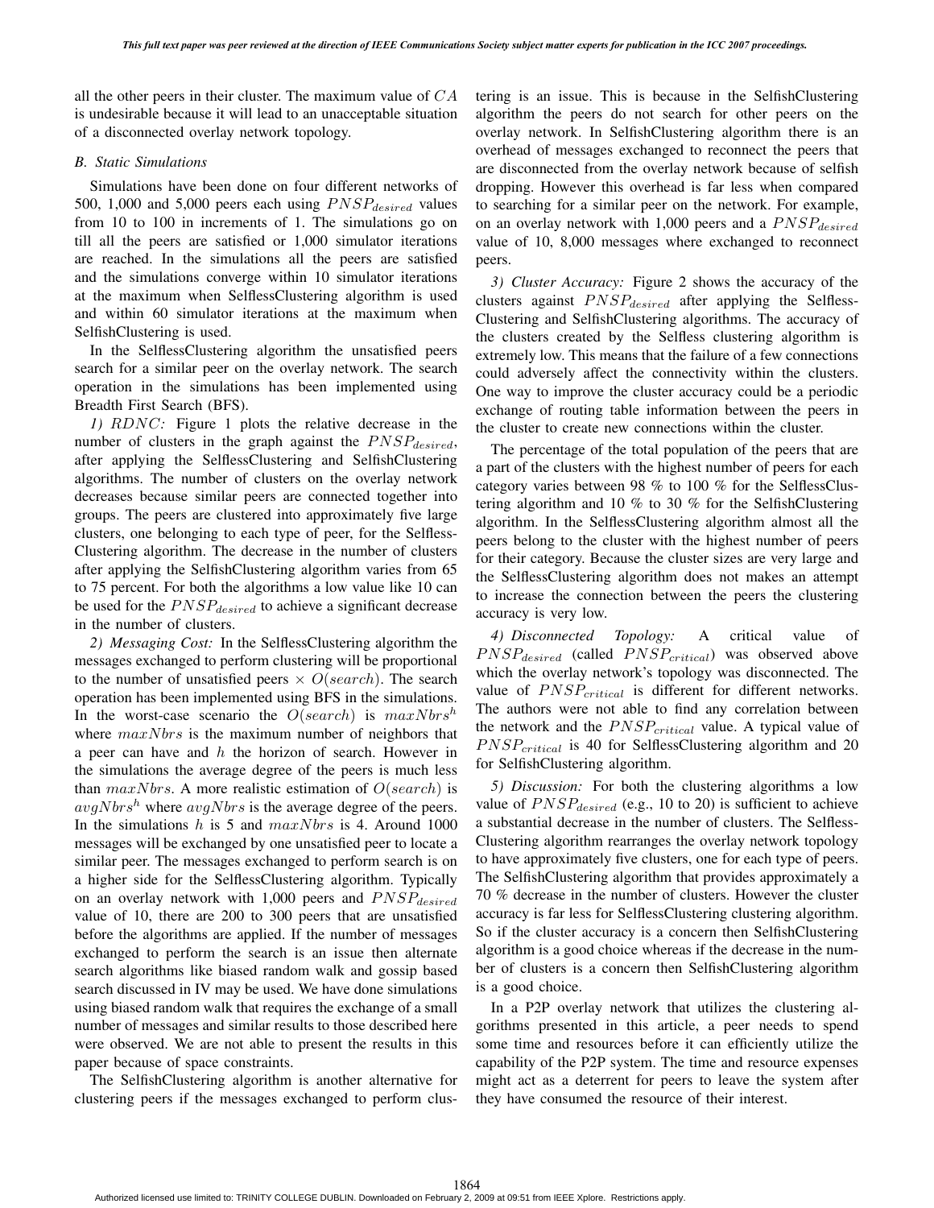all the other peers in their cluster. The maximum value of $CA$ is undesirable because it will lead to an unacceptable situation of a disconnected overlay network topology.

### B. Static Simulations

Simulations have been done on four different networks of 500, 1,000 and 5,000 peers each using $PNSP_{desired}$ values from 10 to 100 in increments of 1. The simulations go on till all the peers are satisfied or 1,000 simulator iterations are reached. In the simulations all the peers are satisfied and the simulations converge within 10 simulator iterations at the maximum when SelflessClustering algorithm is used and within 60 simulator iterations at the maximum when SelfishClustering is used.

In the SelflessClustering algorithm the unsatisfied peers search for a similar peer on the overlay network. The search operation in the simulations has been implemented using Breadth First Search (BFS).

*1) $RDNC$:* Figure 1 plots the relative decrease in the number of clusters in the graph against the $PNSP_{desired}$, after applying the SelflessClustering and SelfishClustering algorithms. The number of clusters on the overlay network decreases because similar peers are connected together into groups. The peers are clustered into approximately five large clusters, one belonging to each type of peer, for the Selfless-Clustering algorithm. The decrease in the number of clusters after applying the SelfishClustering algorithm varies from 65 to 75 percent. For both the algorithms a low value like 10 can be used for the $PNSP_{desired}$ to achieve a significant decrease in the number of clusters.

*2) Messaging Cost:* In the SelflessClustering algorithm the messages exchanged to perform clustering will be proportional to the number of unsatisfied peers $\times$ $O(search)$. The search operation has been implemented using BFS in the simulations. In the worst-case scenario the $O(search)$ is $maxNbrs^h$ where $maxNbrs$ is the maximum number of neighbors that a peer can have and $h$ the horizon of search. However in the simulations the average degree of the peers is much less than $maxNbrs$. A more realistic estimation of $O(search)$ is $avgNbrs^h$ where $avgNbrs$ is the average degree of the peers. In the simulations $h$ is 5 and $maxNbrs$ is 4. Around 1000 messages will be exchanged by one unsatisfied peer to locate a similar peer. The messages exchanged to perform search is on a higher side for the SelflessClustering algorithm. Typically on an overlay network with 1,000 peers and $PNSP_{desired}$ value of 10, there are 200 to 300 peers that are unsatisfied before the algorithms are applied. If the number of messages exchanged to perform the search is an issue then alternate search algorithms like biased random walk and gossip based search discussed in IV may be used. We have done simulations using biased random walk that requires the exchange of a small number of messages and similar results to those described here were observed. We are not able to present the results in this paper because of space constraints.

The SelfishClustering algorithm is another alternative for clustering peers if the messages exchanged to perform clustering is an issue. This is because in the SelfishClustering algorithm the peers do not search for other peers on the overlay network. In SelfishClustering algorithm there is an overhead of messages exchanged to reconnect the peers that are disconnected from the overlay network because of selfish dropping. However this overhead is far less when compared to searching for a similar peer on the network. For example, on an overlay network with 1,000 peers and a $PNSP_{desired}$ value of 10, 8,000 messages where exchanged to reconnect peers.

*3) Cluster Accuracy:* Figure 2 shows the accuracy of the clusters against $PNSP_{desired}$ after applying the Selfless-Clustering and SelfishClustering algorithms. The accuracy of the clusters created by the Selfless clustering algorithm is extremely low. This means that the failure of a few connections could adversely affect the connectivity within the clusters. One way to improve the cluster accuracy could be a periodic exchange of routing table information between the peers in the cluster to create new connections within the cluster.

The percentage of the total population of the peers that are a part of the clusters with the highest number of peers for each category varies between 98 % to 100 % for the SelflessClustering algorithm and 10 % to 30 % for the SelfishClustering algorithm. In the SelflessClustering algorithm almost all the peers belong to the cluster with the highest number of peers for their category. Because the cluster sizes are very large and the SelflessClustering algorithm does not makes an attempt to increase the connection between the peers the clustering accuracy is very low.

*4) Disconnected Topology:* A critical value of $PNSP_{desired}$ (called $PNSP_{critical}$) was observed above which the overlay network's topology was disconnected. The value of $PNSP_{critical}$ is different for different networks. The authors were not able to find any correlation between the network and the $PNSP_{critical}$ value. A typical value of $PNSP_{critical}$ is 40 for SelflessClustering algorithm and 20 for SelfishClustering algorithm.

*5) Discussion:* For both the clustering algorithms a low value of $PNSP_{desired}$ (e.g., 10 to 20) is sufficient to achieve a substantial decrease in the number of clusters. The Selfless-Clustering algorithm rearranges the overlay network topology to have approximately five clusters, one for each type of peers. The SelfishClustering algorithm that provides approximately a 70 % decrease in the number of clusters. However the cluster accuracy is far less for SelflessClustering clustering algorithm. So if the cluster accuracy is a concern then SelfishClustering algorithm is a good choice whereas if the decrease in the number of clusters is a concern then SelfishClustering algorithm is a good choice.

In a P2P overlay network that utilizes the clustering algorithms presented in this article, a peer needs to spend some time and resources before it can efficiently utilize the capability of the P2P system. The time and resource expenses might act as a deterrent for peers to leave the system after they have consumed the resource of their interest.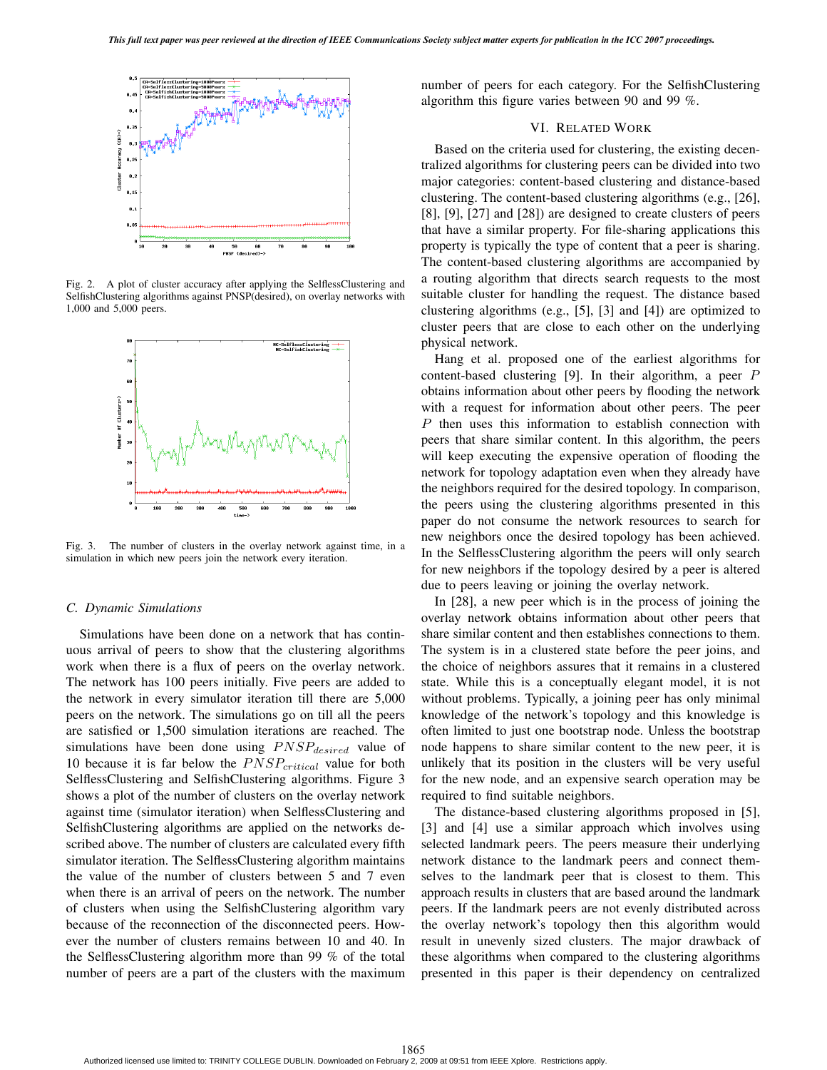Fig. 2. A plot of cluster accuracy after applying the SelflessClustering and SelfishClustering algorithms against PNSP(desired), on overlay networks with 1,000 and 5,000 peers.

Fig. 3. The number of clusters in the overlay network against time, in a simulation in which new peers join the network every iteration.

### C. Dynamic Simulations

Simulations have been done on a network that has continuous arrival of peers to show that the clustering algorithms work when there is a flux of peers on the overlay network. The network has 100 peers initially. Five peers are added to the network in every simulator iteration till there are 5,000 peers on the network. The simulations go on till all the peers are satisfied or 1,500 simulation iterations are reached. The simulations have been done using $PNSP_{desired}$ value of 10 because it is far below the $PNSP_{critical}$ value for both SelflessClustering and SelfishClustering algorithms. Figure 3 shows a plot of the number of clusters on the overlay network against time (simulator iteration) when SelflessClustering and SelfishClustering algorithms are applied on the networks described above. The number of clusters are calculated every fifth simulator iteration. The SelflessClustering algorithm maintains the value of the number of clusters between 5 and 7 even when there is an arrival of peers on the network. The number of clusters when using the SelfishClustering algorithm vary because of the reconnection of the disconnected peers. However the number of clusters remains between 10 and 40. In the SelflessClustering algorithm more than 99 % of the total number of peers are a part of the clusters with the maximum number of peers for each category. For the SelfishClustering algorithm this figure varies between 90 and 99 %.

## VI. Related Work

Based on the criteria used for clustering, the existing decentralized algorithms for clustering peers can be divided into two major categories: content-based clustering and distance-based clustering. The content-based clustering algorithms (e.g., [26], [8], [9], [27] and [28]) are designed to create clusters of peers that have a similar property. For file-sharing applications this property is typically the type of content that a peer is sharing. The content-based clustering algorithms are accompanied by a routing algorithm that directs search requests to the most suitable cluster for handling the request. The distance based clustering algorithms (e.g., [5], [3] and [4]) are optimized to cluster peers that are close to each other on the underlying physical network.

Hang et al. proposed one of the earliest algorithms for content-based clustering [9]. In their algorithm, a peer $P$ obtains information about other peers by flooding the network with a request for information about other peers. The peer $P$ then uses this information to establish connection with peers that share similar content. In this algorithm, the peers will keep executing the expensive operation of flooding the network for topology adaptation even when they already have the neighbors required for the desired topology. In comparison, the peers using the clustering algorithms presented in this paper do not consume the network resources to search for new neighbors once the desired topology has been achieved. In the SelflessClustering algorithm the peers will only search for new neighbors if the topology desired by a peer is altered due to peers leaving or joining the overlay network.

In [28], a new peer which is in the process of joining the overlay network obtains information about other peers that share similar content and then establishes connections to them. The system is in a clustered state before the peer joins, and the choice of neighbors assures that it remains in a clustered state. While this is a conceptually elegant model, it is not without problems. Typically, a joining peer has only minimal knowledge of the network's topology and this knowledge is often limited to just one bootstrap node. Unless the bootstrap node happens to share similar content to the new peer, it is unlikely that its position in the clusters will be very useful for the new node, and an expensive search operation may be required to find suitable neighbors.

The distance-based clustering algorithms proposed in [5], [3] and [4] use a similar approach which involves using selected landmark peers. The peers measure their underlying network distance to the landmark peers and connect themselves to the landmark peer that is closest to them. This approach results in clusters that are based around the landmark peers. If the landmark peers are not evenly distributed across the overlay network's topology then this algorithm would result in unevenly sized clusters. The major drawback of these algorithms when compared to the clustering algorithms presented in this paper is their dependency on centralized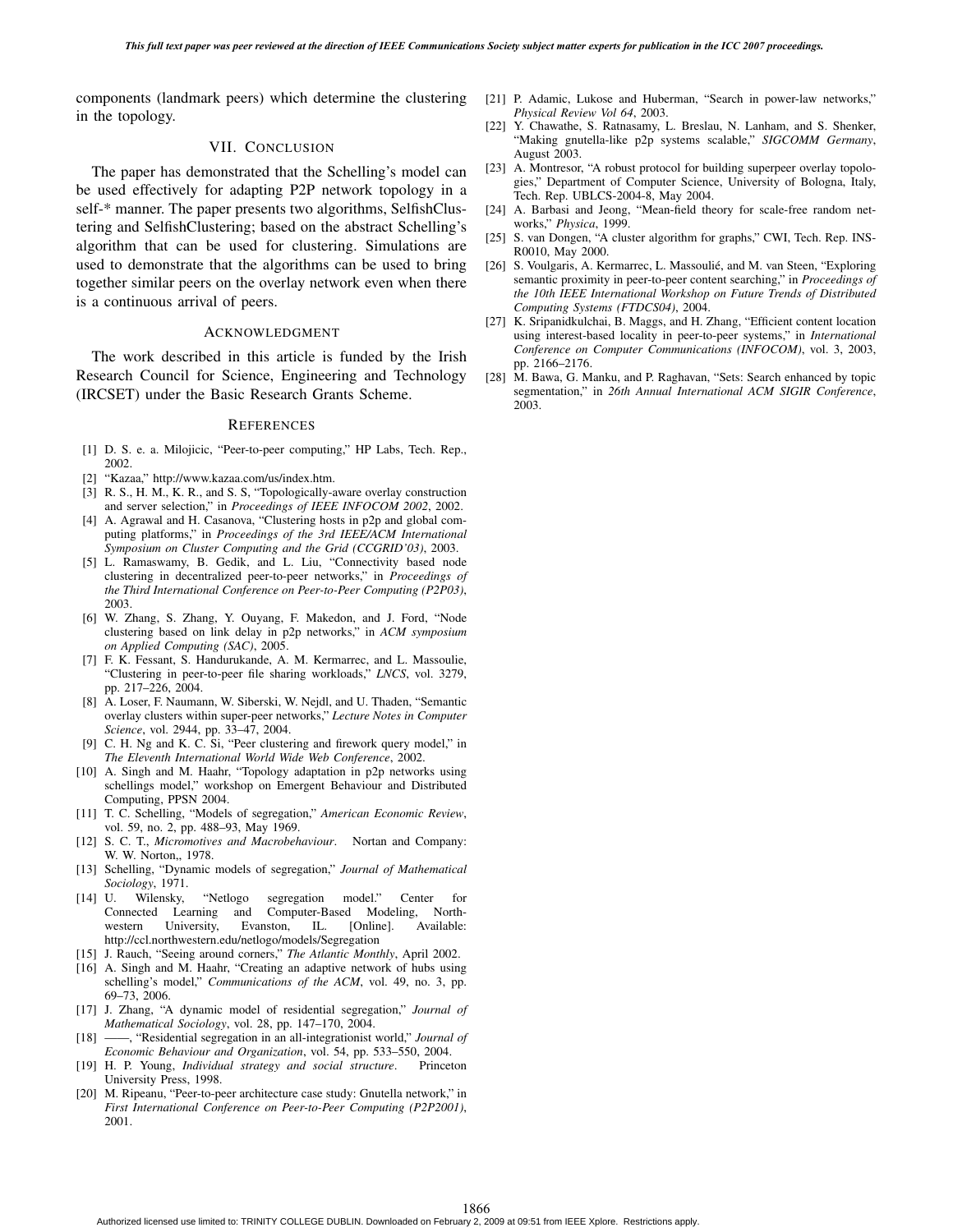components (landmark peers) which determine the clustering in the topology.

## VII. Conclusion

The paper has demonstrated that the Schelling's model can be used effectively for adapting P2P network topology in a self-* manner. The paper presents two algorithms, SelfishClustering and SelfishClustering; based on the abstract Schelling's algorithm that can be used for clustering. Simulations are used to demonstrate that the algorithms can be used to bring together similar peers on the overlay network even when there is a continuous arrival of peers.

## Acknowledgment

The work described in this article is funded by the Irish Research Council for Science, Engineering and Technology (IRCSET) under the Basic Research Grants Scheme.

## References

[1] D. S. e. a. Milojicic, "Peer-to-peer computing," HP Labs, Tech. Rep., 2002.

[2] "Kazaa," http://www.kazaa.com/us/index.htm.

[3] R. S., H. M., K. R., and S. S, "Topologically-aware overlay construction and server selection," in *Proceedings of IEEE INFOCOM 2002*, 2002.

[4] A. Agrawal and H. Casanova, "Clustering hosts in p2p and global computing platforms," in *Proceedings of the 3rd IEEE/ACM International Symposium on Cluster Computing and the Grid (CCGRID'03)*, 2003.

[5] L. Ramaswamy, B. Gedik, and L. Liu, "Connectivity based node clustering in decentralized peer-to-peer networks," in *Proceedings of the Third International Conference on Peer-to-Peer Computing (P2P03)*, 2003.

[6] W. Zhang, S. Zhang, Y. Ouyang, F. Makedon, and J. Ford, "Node clustering based on link delay in p2p networks," in *ACM symposium on Applied Computing (SAC)*, 2005.

[7] F. K. Fessant, S. Handurukande, A. M. Kermarrec, and L. Massoulie, "Clustering in peer-to-peer file sharing workloads," *LNCS*, vol. 3279, pp. 217–226, 2004.

[8] A. Loser, F. Naumann, W. Siberski, W. Nejdl, and U. Thaden, "Semantic overlay clusters within super-peer networks," *Lecture Notes in Computer Science*, vol. 2944, pp. 33–47, 2004.

[9] C. H. Ng and K. C. Si, "Peer clustering and firework query model," in *The Eleventh International World Wide Web Conference*, 2002.

[10] A. Singh and M. Haahr, "Topology adaptation in p2p networks using schellings model," workshop on Emergent Behaviour and Distributed Computing, PPSN 2004.

[11] T. C. Schelling, "Models of segregation," *American Economic Review*, vol. 59, no. 2, pp. 488–93, May 1969.

[12] S. C. T., *Micromotives and Macrobehaviour*. Nortan and Company: W. W. Norton,, 1978.

[13] Schelling, "Dynamic models of segregation," *Journal of Mathematical Sociology*, 1971.

[14] U. Wilensky, "Netlogo segregation model." Center for Connected Learning and Computer-Based Modeling, Northwestern University, Evanston, IL. [Online]. Available: http://ccl.northwestern.edu/netlogo/models/Segregation

[15] J. Rauch, "Seeing around corners," *The Atlantic Monthly*, April 2002.

[16] A. Singh and M. Haahr, "Creating an adaptive network of hubs using schelling's model," *Communications of the ACM*, vol. 49, no. 3, pp. 69–73, 2006.

[17] J. Zhang, "A dynamic model of residential segregation," *Journal of Mathematical Sociology*, vol. 28, pp. 147–170, 2004.

[18] ——, "Residential segregation in an all-integrationist world," *Journal of Economic Behaviour and Organization*, vol. 54, pp. 533–550, 2004.

[19] H. P. Young, *Individual strategy and social structure*. Princeton University Press, 1998.

[20] M. Ripeanu, "Peer-to-peer architecture case study: Gnutella network," in *First International Conference on Peer-to-Peer Computing (P2P2001)*, 2001.

[21] P. Adamic, Lukose and Huberman, "Search in power-law networks," *Physical Review Vol 64*, 2003.

[22] Y. Chawathe, S. Ratnasamy, L. Breslau, N. Lanham, and S. Shenker, "Making gnutella-like p2p systems scalable," *SIGCOMM Germany*, August 2003.

[23] A. Montresor, "A robust protocol for building superpeer overlay topologies," Department of Computer Science, University of Bologna, Italy, Tech. Rep. UBLCS-2004-8, May 2004.

[24] A. Barbasi and Jeong, "Mean-field theory for scale-free random networks," *Physica*, 1999.

[25] S. van Dongen, "A cluster algorithm for graphs," CWI, Tech. Rep. INS-R0010, May 2000.

[26] S. Voulgaris, A. Kermarrec, L. Massoulié, and M. van Steen, "Exploring semantic proximity in peer-to-peer content searching," in *Proceedings of the 10th IEEE International Workshop on Future Trends of Distributed Computing Systems (FTDCS04)*, 2004.

[27] K. Sripanidkulchai, B. Maggs, and H. Zhang, "Efficient content location using interest-based locality in peer-to-peer systems," in *International Conference on Computer Communications (INFOCOM)*, vol. 3, 2003, pp. 2166–2176.

[28] M. Bawa, G. Manku, and P. Raghavan, "Sets: Search enhanced by topic segmentation," in *26th Annual International ACM SIGIR Conference*, 2003.